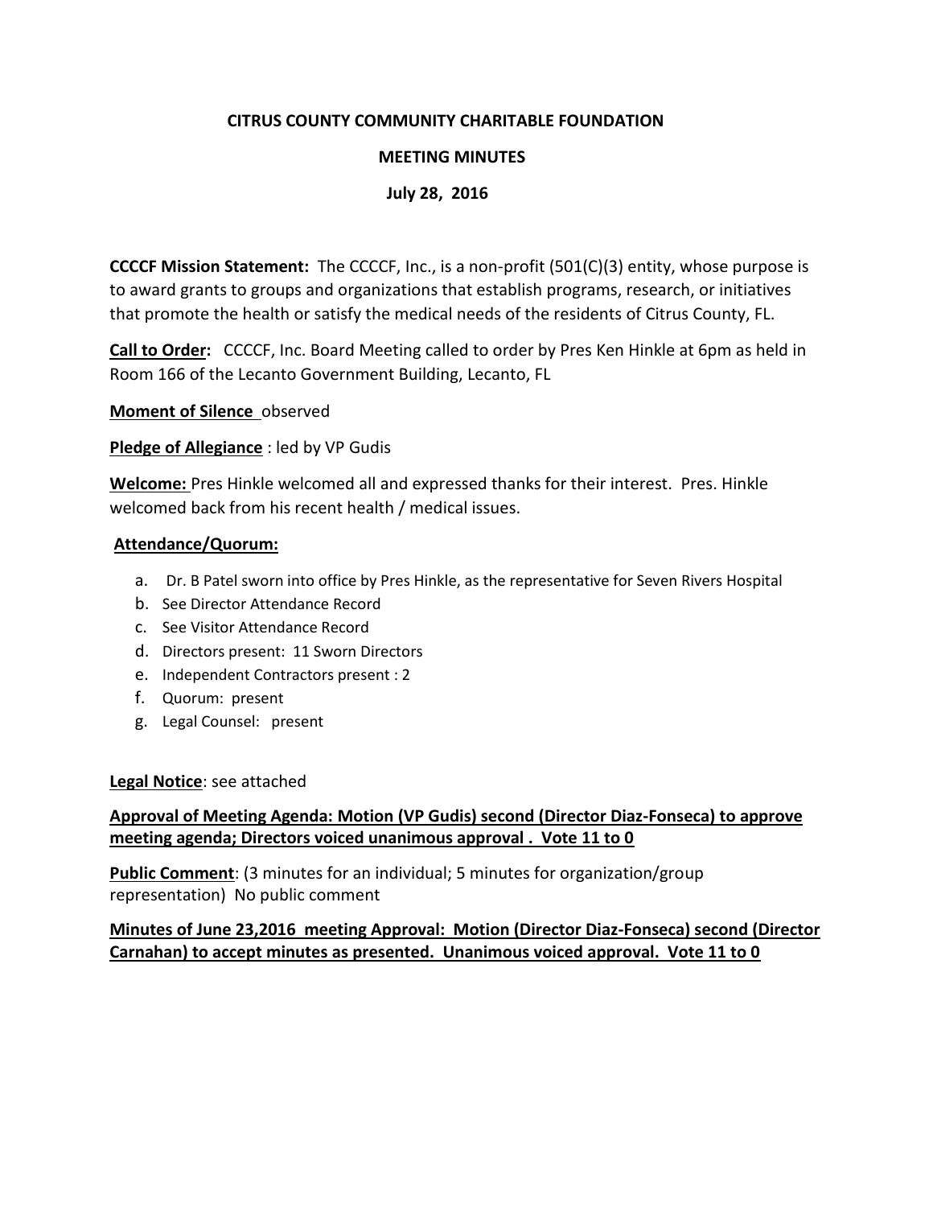**CITRUS COUNTY COMMUNITY CHARITABLE FOUNDATION**

**MEETING MINUTES**

**July 28, 2016**

**CCCCF Mission Statement:** The CCCCF, Inc., is a non-profit (501(C)(3) entity, whose purpose is to award grants to groups and organizations that establish programs, research, or initiatives that promote the health or satisfy the medical needs of the residents of Citrus County, FL.

**Call to Order:** CCCCF, Inc. Board Meeting called to order by Pres Ken Hinkle at 6pm as held in Room 166 of the Lecanto Government Building, Lecanto, FL

**Moment of Silence** observed

**Pledge of Allegiance** : led by VP Gudis

**Welcome:** Pres Hinkle welcomed all and expressed thanks for their interest. Pres. Hinkle welcomed back from his recent health / medical issues.

**Attendance/Quorum:**

a. Dr. B Patel sworn into office by Pres Hinkle, as the representative for Seven Rivers Hospital
b. See Director Attendance Record
c. See Visitor Attendance Record
d. Directors present: 11 Sworn Directors
e. Independent Contractors present : 2
f. Quorum: present
g. Legal Counsel: present

**Legal Notice**: see attached

**Approval of Meeting Agenda: Motion (VP Gudis) second (Director Diaz-Fonseca) to approve meeting agenda; Directors voiced unanimous approval . Vote 11 to 0**

**Public Comment**: (3 minutes for an individual; 5 minutes for organization/group representation) No public comment

**Minutes of June 23,2016 meeting Approval: Motion (Director Diaz-Fonseca) second (Director Carnahan) to accept minutes as presented. Unanimous voiced approval. Vote 11 to 0**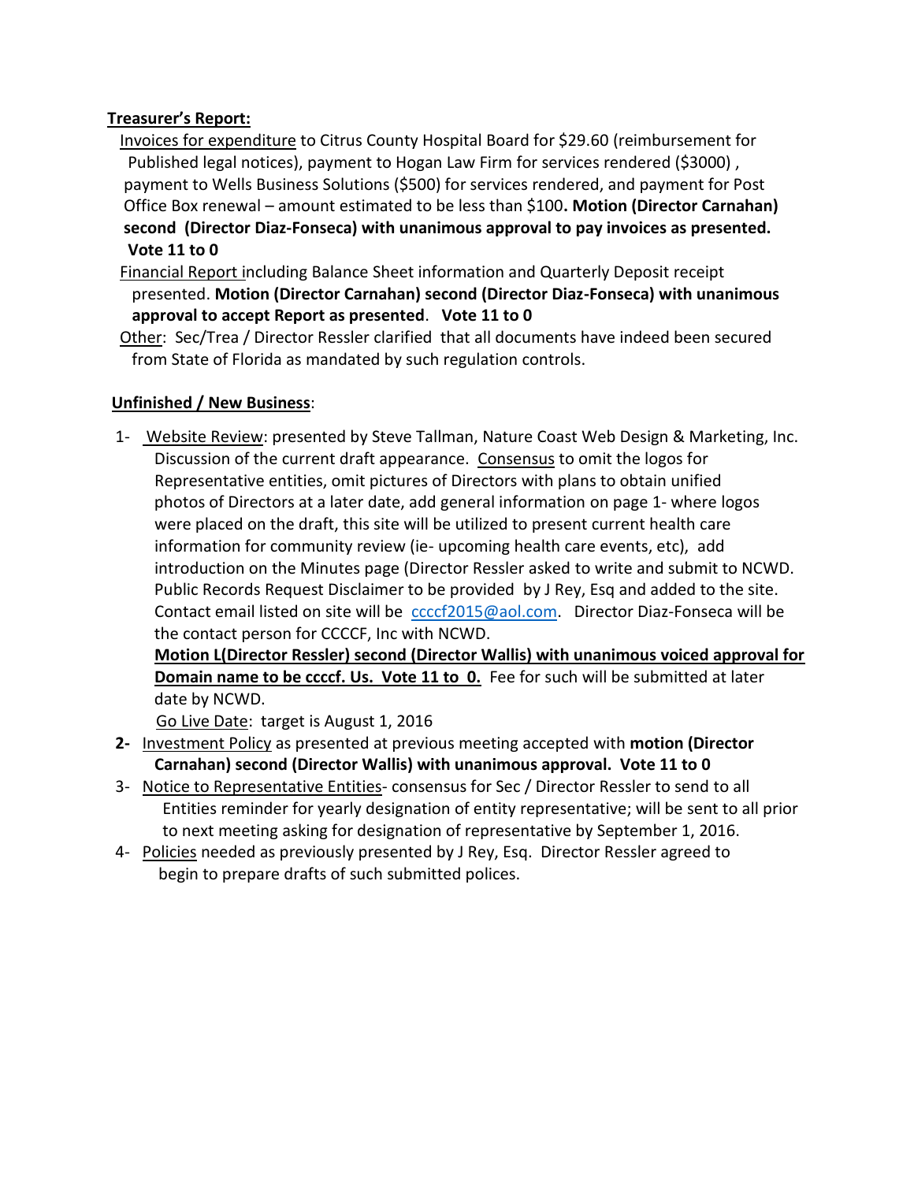**<u>Treasurer's Report:</u>**

<u>Invoices for expenditure</u> to Citrus County Hospital Board for $29.60 (reimbursement for Published legal notices), payment to Hogan Law Firm for services rendered ($3000) , payment to Wells Business Solutions ($500) for services rendered, and payment for Post Office Box renewal – amount estimated to be less than $100**. Motion (Director Carnahan) second (Director Diaz-Fonseca) with unanimous approval to pay invoices as presented. Vote 11 to 0**

<u>Financial Report</u> including Balance Sheet information and Quarterly Deposit receipt presented. **Motion (Director Carnahan) second (Director Diaz-Fonseca) with unanimous approval to accept Report as presented**. **Vote 11 to 0**

<u>Other</u>: Sec/Trea / Director Ressler clarified that all documents have indeed been secured from State of Florida as mandated by such regulation controls.

**<u>Unfinished / New Business</u>**:

1- <u>Website Review</u>: presented by Steve Tallman, Nature Coast Web Design & Marketing, Inc. Discussion of the current draft appearance. <u>Consensus</u> to omit the logos for Representative entities, omit pictures of Directors with plans to obtain unified photos of Directors at a later date, add general information on page 1- where logos were placed on the draft, this site will be utilized to present current health care information for community review (ie- upcoming health care events, etc), add introduction on the Minutes page (Director Ressler asked to write and submit to NCWD. Public Records Request Disclaimer to be provided by J Rey, Esq and added to the site. Contact email listed on site will be ccccf2015@aol.com. Director Diaz-Fonseca will be the contact person for CCCCF, Inc with NCWD.

**<u>Motion L(Director Ressler) second (Director Wallis) with unanimous voiced approval for Domain name to be ccccf. Us. Vote 11 to 0.</u>** Fee for such will be submitted at later date by NCWD.

<u>Go Live Date</u>: target is August 1, 2016

**2-** <u>Investment Policy</u> as presented at previous meeting accepted with **motion (Director Carnahan) second (Director Wallis) with unanimous approval. Vote 11 to 0**

3- <u>Notice to Representative Entities</u>- consensus for Sec / Director Ressler to send to all Entities reminder for yearly designation of entity representative; will be sent to all prior to next meeting asking for designation of representative by September 1, 2016.

4- <u>Policies</u> needed as previously presented by J Rey, Esq. Director Ressler agreed to begin to prepare drafts of such submitted polices.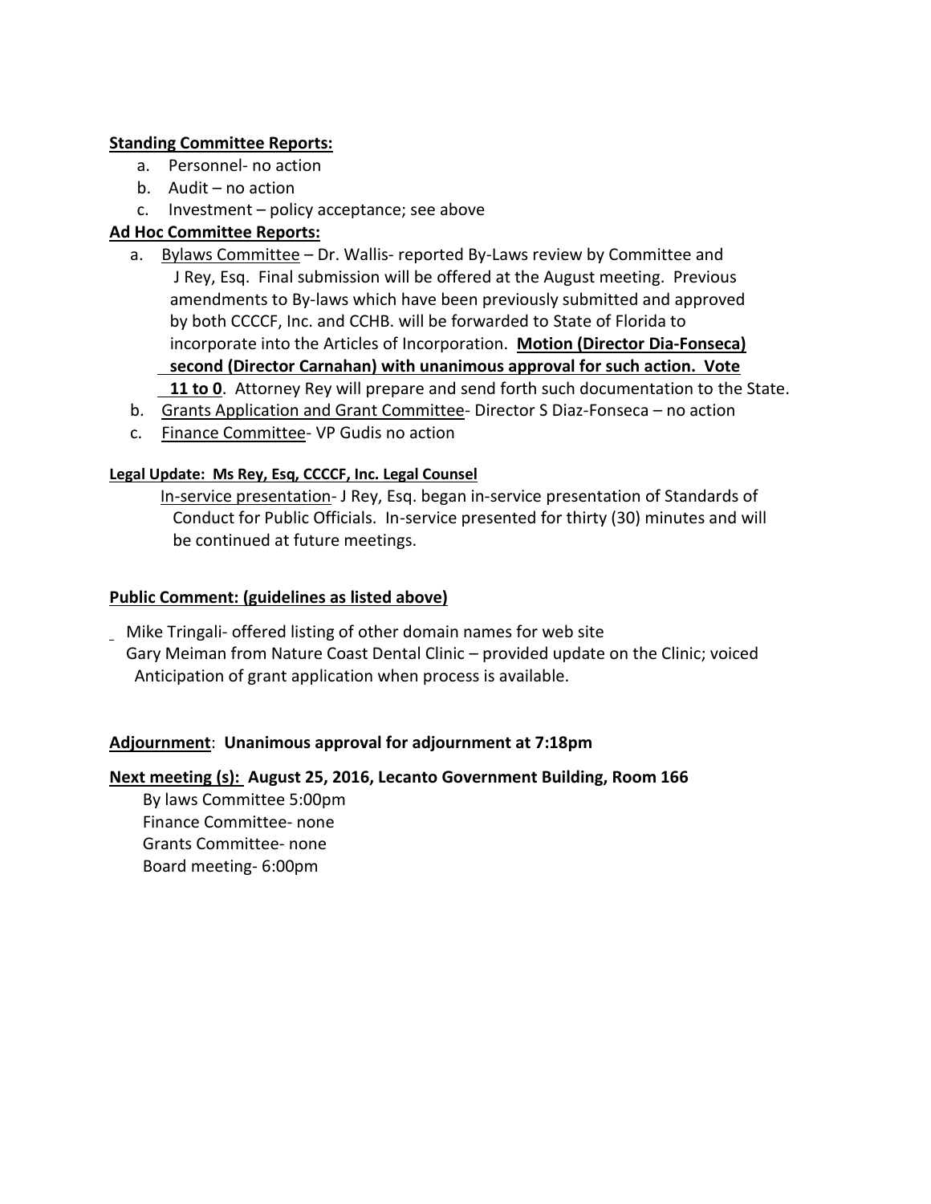**Standing Committee Reports:**

a. Personnel- no action
b. Audit – no action
c. Investment – policy acceptance; see above

**Ad Hoc Committee Reports:**

a. Bylaws Committee – Dr. Wallis- reported By-Laws review by Committee and J Rey, Esq. Final submission will be offered at the August meeting. Previous amendments to By-laws which have been previously submitted and approved by both CCCCF, Inc. and CCHB. will be forwarded to State of Florida to incorporate into the Articles of Incorporation. **Motion (Director Dia-Fonseca) second (Director Carnahan) with unanimous approval for such action. Vote 11 to 0**. Attorney Rey will prepare and send forth such documentation to the State.
b. Grants Application and Grant Committee- Director S Diaz-Fonseca – no action
c. Finance Committee- VP Gudis no action

**Legal Update: Ms Rey, Esq, CCCCF, Inc. Legal Counsel**

In-service presentation- J Rey, Esq. began in-service presentation of Standards of Conduct for Public Officials. In-service presented for thirty (30) minutes and will be continued at future meetings.

**Public Comment: (guidelines as listed above)**

Mike Tringali- offered listing of other domain names for web site
Gary Meiman from Nature Coast Dental Clinic – provided update on the Clinic; voiced Anticipation of grant application when process is available.

**Adjournment**: **Unanimous approval for adjournment at 7:18pm**

**Next meeting (s): August 25, 2016, Lecanto Government Building, Room 166**

By laws Committee 5:00pm
Finance Committee- none
Grants Committee- none
Board meeting- 6:00pm